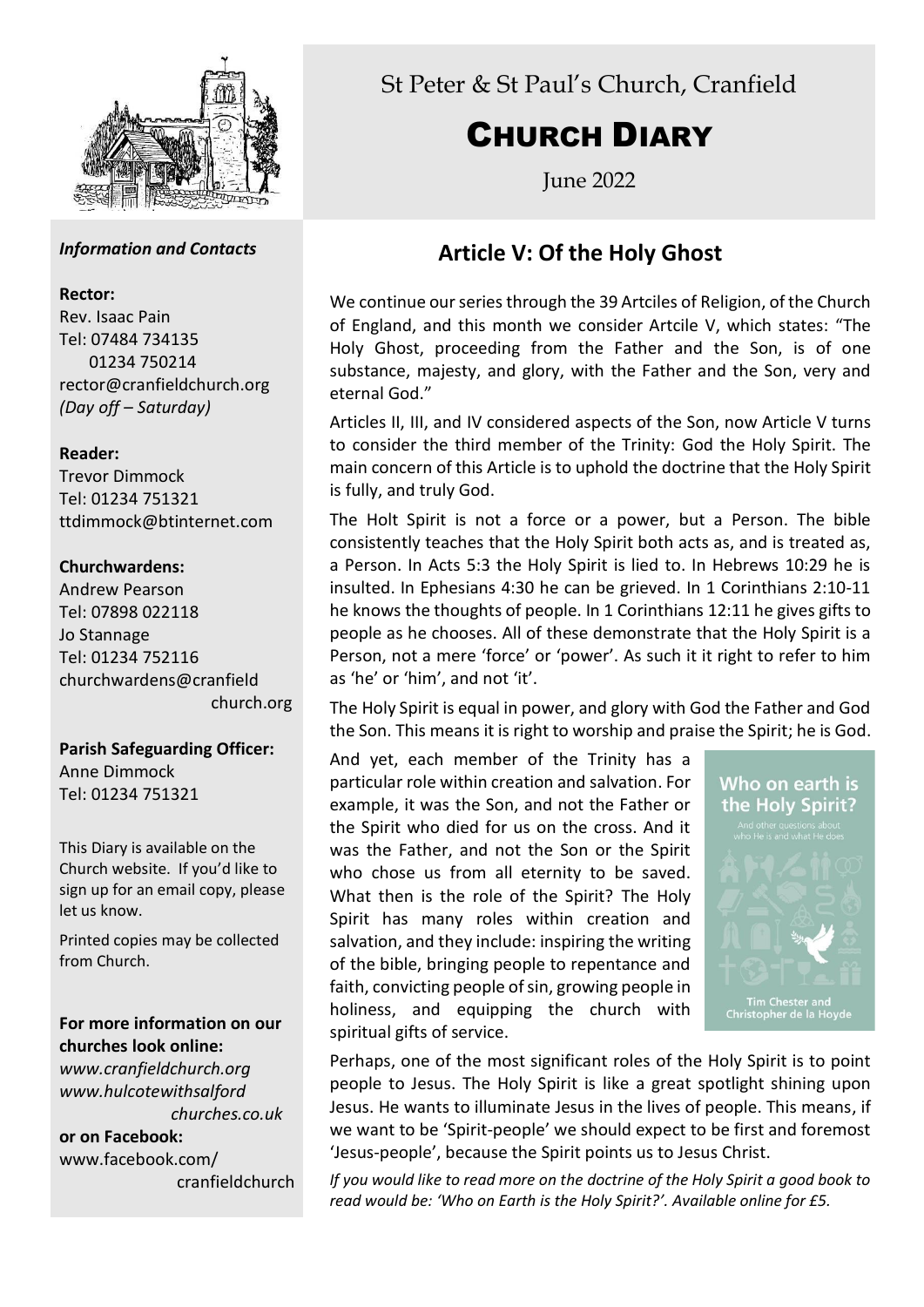St Peter & St Paul's Church, Cranfield

# CHURCH DIARY

June 2022

*Information and Contacts*

**Rector:**
Rev. Isaac Pain
Tel: 07484 734135
01234 750214
rector@cranfieldchurch.org
*(Day off – Saturday)*

**Reader:**
Trevor Dimmock
Tel: 01234 751321
ttdimmock@btinternet.com

**Churchwardens:**
Andrew Pearson
Tel: 07898 022118
Jo Stannage
Tel: 01234 752116
churchwardens@cranfieldchurch.org

**Parish Safeguarding Officer:**
Anne Dimmock
Tel: 01234 751321

This Diary is available on the Church website. If you'd like to sign up for an email copy, please let us know.

Printed copies may be collected from Church.

**For more information on our churches look online:**
*www.cranfieldchurch.org*
*www.hulcotewithsalfordchurches.co.uk*
**or on Facebook:**
www.facebook.com/cranfieldchurch

## Article V: Of the Holy Ghost

We continue our series through the 39 Artciles of Religion, of the Church of England, and this month we consider Artcile V, which states: "The Holy Ghost, proceeding from the Father and the Son, is of one substance, majesty, and glory, with the Father and the Son, very and eternal God."

Articles II, III, and IV considered aspects of the Son, now Article V turns to consider the third member of the Trinity: God the Holy Spirit. The main concern of this Article is to uphold the doctrine that the Holy Spirit is fully, and truly God.

The Holt Spirit is not a force or a power, but a Person. The bible consistently teaches that the Holy Spirit both acts as, and is treated as, a Person. In Acts 5:3 the Holy Spirit is lied to. In Hebrews 10:29 he is insulted. In Ephesians 4:30 he can be grieved. In 1 Corinthians 2:10-11 he knows the thoughts of people. In 1 Corinthians 12:11 he gives gifts to people as he chooses. All of these demonstrate that the Holy Spirit is a Person, not a mere 'force' or 'power'. As such it it right to refer to him as 'he' or 'him', and not 'it'.

The Holy Spirit is equal in power, and glory with God the Father and God the Son. This means it is right to worship and praise the Spirit; he is God.

And yet, each member of the Trinity has a particular role within creation and salvation. For example, it was the Son, and not the Father or the Spirit who died for us on the cross. And it was the Father, and not the Son or the Spirit who chose us from all eternity to be saved. What then is the role of the Spirit? The Holy Spirit has many roles within creation and salvation, and they include: inspiring the writing of the bible, bringing people to repentance and faith, convicting people of sin, growing people in holiness, and equipping the church with spiritual gifts of service.

Who on earth is the Holy Spirit?
And other questions about who He is and what He does
Tim Chester and Christopher de la Hoyde

Perhaps, one of the most significant roles of the Holy Spirit is to point people to Jesus. The Holy Spirit is like a great spotlight shining upon Jesus. He wants to illuminate Jesus in the lives of people. This means, if we want to be 'Spirit-people' we should expect to be first and foremost 'Jesus-people', because the Spirit points us to Jesus Christ.

*If you would like to read more on the doctrine of the Holy Spirit a good book to read would be: 'Who on Earth is the Holy Spirit?'. Available online for £5.*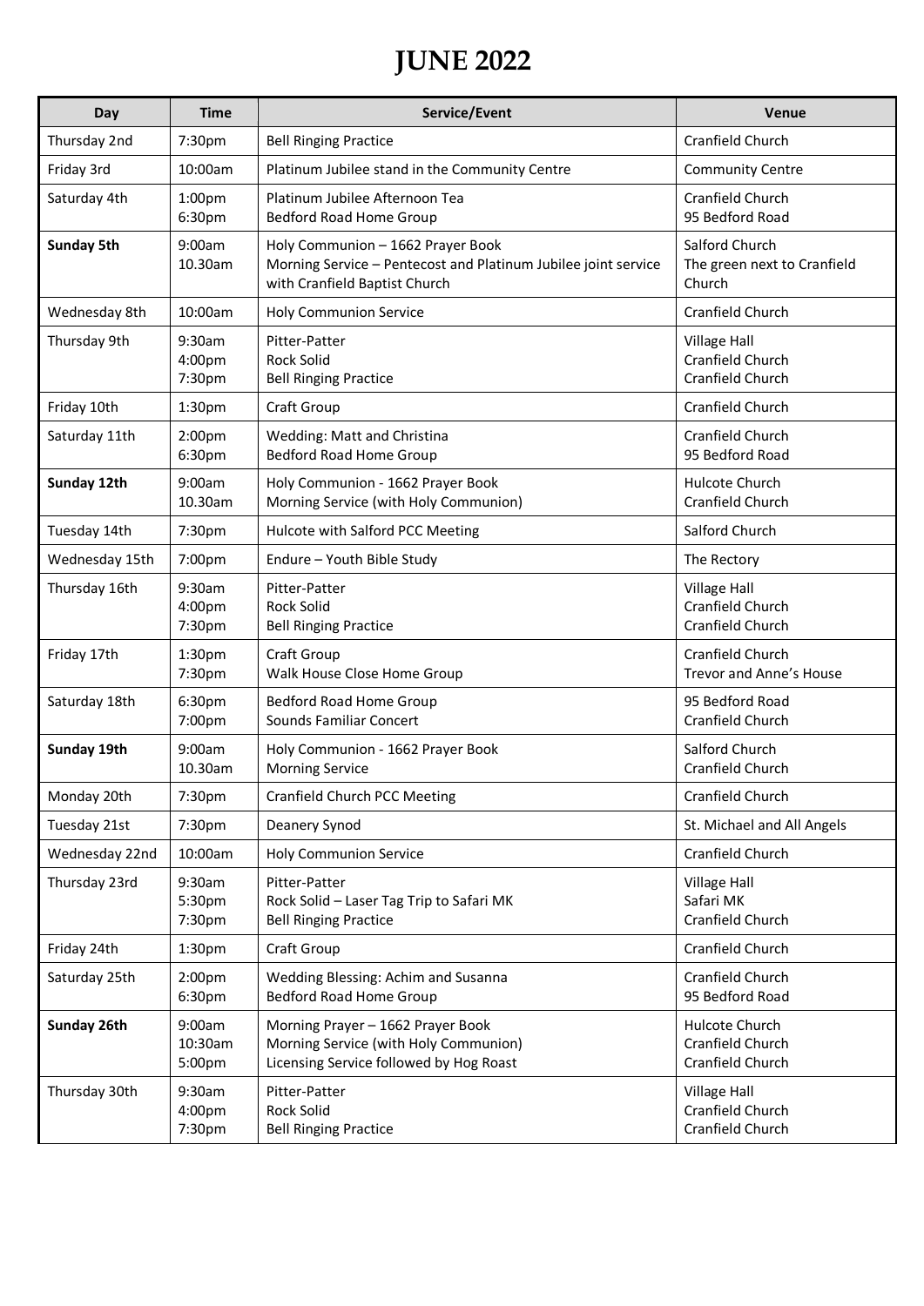# JUNE 2022

| Day | Time | Service/Event | Venue |
|---|---|---|---|
| Thursday 2nd | 7:30pm | Bell Ringing Practice | Cranfield Church |
| Friday 3rd | 10:00am | Platinum Jubilee stand in the Community Centre | Community Centre |
| Saturday 4th | 1:00pm<br>6:30pm | Platinum Jubilee Afternoon Tea<br>Bedford Road Home Group | Cranfield Church<br>95 Bedford Road |
| **Sunday 5th** | 9:00am<br>10.30am | Holy Communion – 1662 Prayer Book<br>Morning Service – Pentecost and Platinum Jubilee joint service with Cranfield Baptist Church | Salford Church<br>The green next to Cranfield Church |
| Wednesday 8th | 10:00am | Holy Communion Service | Cranfield Church |
| Thursday 9th | 9:30am<br>4:00pm<br>7:30pm | Pitter-Patter<br>Rock Solid<br>Bell Ringing Practice | Village Hall<br>Cranfield Church<br>Cranfield Church |
| Friday 10th | 1:30pm | Craft Group | Cranfield Church |
| Saturday 11th | 2:00pm<br>6:30pm | Wedding: Matt and Christina<br>Bedford Road Home Group | Cranfield Church<br>95 Bedford Road |
| **Sunday 12th** | 9:00am<br>10.30am | Holy Communion - 1662 Prayer Book<br>Morning Service (with Holy Communion) | Hulcote Church<br>Cranfield Church |
| Tuesday 14th | 7:30pm | Hulcote with Salford PCC Meeting | Salford Church |
| Wednesday 15th | 7:00pm | Endure – Youth Bible Study | The Rectory |
| Thursday 16th | 9:30am<br>4:00pm<br>7:30pm | Pitter-Patter<br>Rock Solid<br>Bell Ringing Practice | Village Hall<br>Cranfield Church<br>Cranfield Church |
| Friday 17th | 1:30pm<br>7:30pm | Craft Group<br>Walk House Close Home Group | Cranfield Church<br>Trevor and Anne's House |
| Saturday 18th | 6:30pm<br>7:00pm | Bedford Road Home Group<br>Sounds Familiar Concert | 95 Bedford Road<br>Cranfield Church |
| **Sunday 19th** | 9:00am<br>10.30am | Holy Communion - 1662 Prayer Book<br>Morning Service | Salford Church<br>Cranfield Church |
| Monday 20th | 7:30pm | Cranfield Church PCC Meeting | Cranfield Church |
| Tuesday 21st | 7:30pm | Deanery Synod | St. Michael and All Angels |
| Wednesday 22nd | 10:00am | Holy Communion Service | Cranfield Church |
| Thursday 23rd | 9:30am<br>5:30pm<br>7:30pm | Pitter-Patter<br>Rock Solid – Laser Tag Trip to Safari MK<br>Bell Ringing Practice | Village Hall<br>Safari MK<br>Cranfield Church |
| Friday 24th | 1:30pm | Craft Group | Cranfield Church |
| Saturday 25th | 2:00pm<br>6:30pm | Wedding Blessing: Achim and Susanna<br>Bedford Road Home Group | Cranfield Church<br>95 Bedford Road |
| **Sunday 26th** | 9:00am<br>10:30am<br>5:00pm | Morning Prayer – 1662 Prayer Book<br>Morning Service (with Holy Communion)<br>Licensing Service followed by Hog Roast | Hulcote Church<br>Cranfield Church<br>Cranfield Church |
| Thursday 30th | 9:30am<br>4:00pm<br>7:30pm | Pitter-Patter<br>Rock Solid<br>Bell Ringing Practice | Village Hall<br>Cranfield Church<br>Cranfield Church |